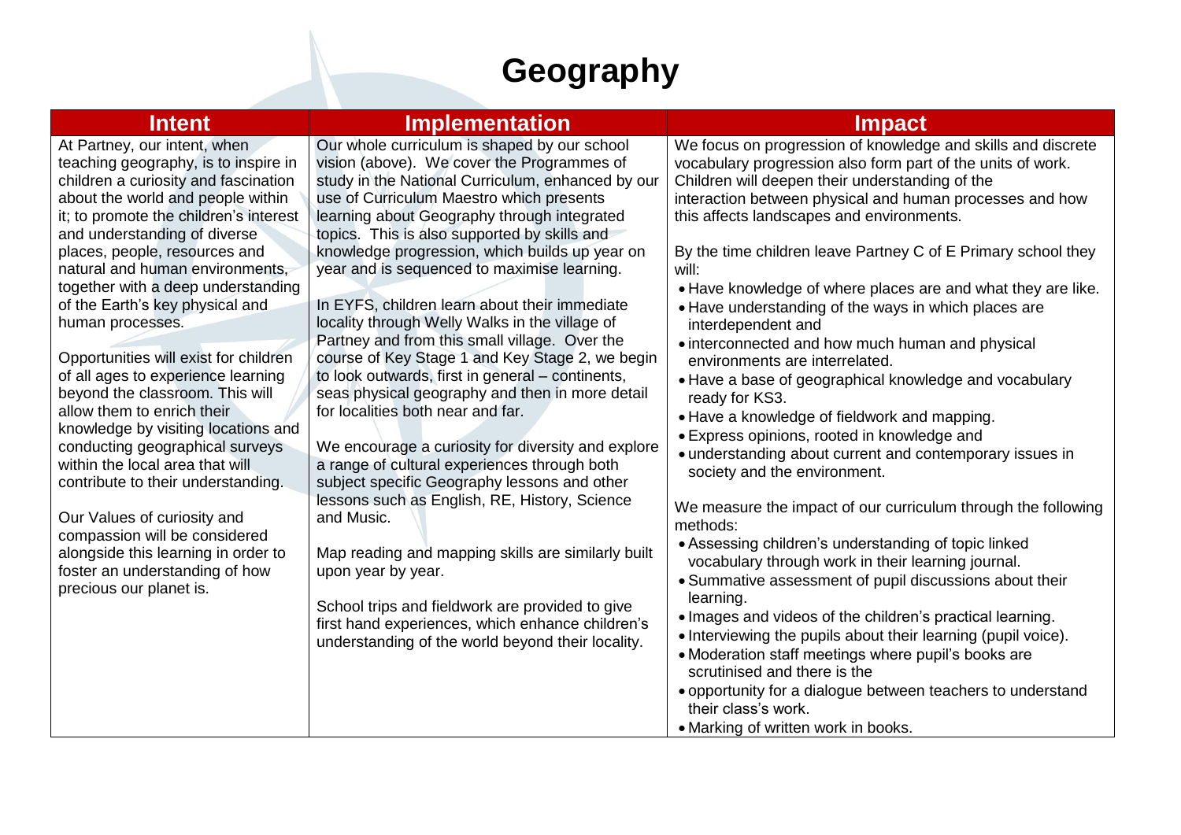# Geography

| Intent | Implementation | Impact |
|---|---|---|
| At Partney, our intent, when teaching geography, is to inspire in children a curiosity and fascination about the world and people within it; to promote the children's interest and understanding of diverse places, people, resources and natural and human environments, together with a deep understanding of the Earth's key physical and human processes.<br><br>Opportunities will exist for children of all ages to experience learning beyond the classroom. This will allow them to enrich their knowledge by visiting locations and conducting geographical surveys within the local area that will contribute to their understanding.<br><br>Our Values of curiosity and compassion will be considered alongside this learning in order to foster an understanding of how precious our planet is. | Our whole curriculum is shaped by our school vision (above). We cover the Programmes of study in the National Curriculum, enhanced by our use of Curriculum Maestro which presents learning about Geography through integrated topics. This is also supported by skills and knowledge progression, which builds up year on year and is sequenced to maximise learning.<br><br>In EYFS, children learn about their immediate locality through Welly Walks in the village of Partney and from this small village. Over the course of Key Stage 1 and Key Stage 2, we begin to look outwards, first in general – continents, seas physical geography and then in more detail for localities both near and far.<br><br>We encourage a curiosity for diversity and explore a range of cultural experiences through both subject specific Geography lessons and other lessons such as English, RE, History, Science and Music.<br><br>Map reading and mapping skills are similarly built upon year by year.<br><br>School trips and fieldwork are provided to give first hand experiences, which enhance children's understanding of the world beyond their locality. | We focus on progression of knowledge and skills and discrete vocabulary progression also form part of the units of work. Children will deepen their understanding of the interaction between physical and human processes and how this affects landscapes and environments.<br><br>By the time children leave Partney C of E Primary school they will:<br>• Have knowledge of where places are and what they are like.<br>• Have understanding of the ways in which places are interdependent and<br>• interconnected and how much human and physical environments are interrelated.<br>• Have a base of geographical knowledge and vocabulary ready for KS3.<br>• Have a knowledge of fieldwork and mapping.<br>• Express opinions, rooted in knowledge and<br>• understanding about current and contemporary issues in society and the environment.<br><br>We measure the impact of our curriculum through the following methods:<br>• Assessing children's understanding of topic linked vocabulary through work in their learning journal.<br>• Summative assessment of pupil discussions about their learning.<br>• Images and videos of the children's practical learning.<br>• Interviewing the pupils about their learning (pupil voice).<br>• Moderation staff meetings where pupil's books are scrutinised and there is the<br>• opportunity for a dialogue between teachers to understand their class's work.<br>• Marking of written work in books. |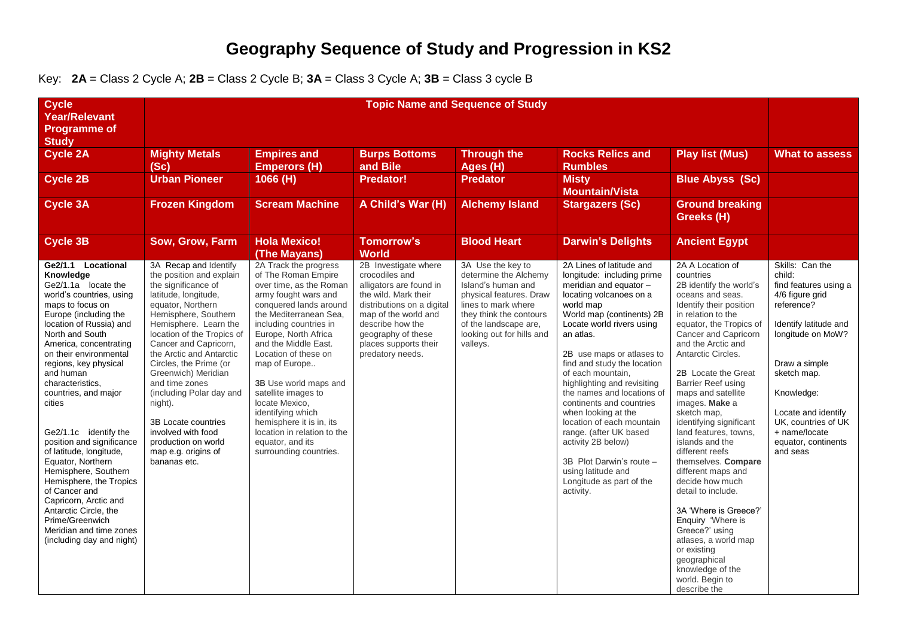# Geography Sequence of Study and Progression in KS2

Key: **2A** = Class 2 Cycle A; **2B** = Class 2 Cycle B; **3A** = Class 3 Cycle A; **3B** = Class 3 cycle B

| Cycle Year/Relevant Programme of Study | Topic Name and Sequence of Study | | | | | | |
|---|---|---|---|---|---|---|---|
| **Cycle 2A** | **Mighty Metals (Sc)** | **Empires and Emperors (H)** | **Burps Bottoms and Bile** | **Through the Ages (H)** | **Rocks Relics and Rumbles** | **Play list (Mus)** | **What to assess** |
| **Cycle 2B** | **Urban Pioneer** | **1066 (H)** | **Predator!** | **Predator** | **Misty Mountain/Vista** | **Blue Abyss (Sc)** | |
| **Cycle 3A** | **Frozen Kingdom** | **Scream Machine** | **A Child's War (H)** | **Alchemy Island** | **Stargazers (Sc)** | **Ground breaking Greeks (H)** | |
| **Cycle 3B** | **Sow, Grow, Farm** | **Hola Mexico! (The Mayans)** | **Tomorrow's World** | **Blood Heart** | **Darwin's Delights** | **Ancient Egypt** | |
| **Ge2/1.1 Locational Knowledge**<br>Ge2/1.1a locate the world's countries, using maps to focus on Europe (including the location of Russia) and North and South America, concentrating on their environmental regions, key physical and human characteristics, countries, and major cities<br><br>Ge2/1.1c identify the position and significance of latitude, longitude, Equator, Northern Hemisphere, Southern Hemisphere, the Tropics of Cancer and Capricorn, Arctic and Antarctic Circle, the Prime/Greenwich Meridian and time zones (including day and night) | 3A Recap and Identify the position and explain the significance of latitude, longitude, equator, Northern Hemisphere, Southern Hemisphere. Learn the location of the Tropics of Cancer and Capricorn, the Arctic and Antarctic Circles, the Prime (or Greenwich) Meridian and time zones (including Polar day and night).<br><br>3B Locate countries involved with food production on world map e.g. origins of bananas etc. | 2A Track the progress of The Roman Empire over time, as the Roman army fought wars and conquered lands around the Mediterranean Sea, including countries in Europe, North Africa and the Middle East. Location of these on map of Europe..<br><br>3B Use world maps and satellite images to locate Mexico, identifying which hemisphere it is in, its location in relation to the equator, and its surrounding countries. | 2B Investigate where crocodiles and alligators are found in the wild. Mark their distributions on a digital map of the world and describe how the geography of these places supports their predatory needs. | 3A Use the key to determine the Alchemy Island's human and physical features. Draw lines to mark where they think the contours of the landscape are, looking out for hills and valleys. | 2A Lines of latitude and longitude: including prime meridian and equator – locating volcanoes on a world map<br>World map (continents) 2B Locate world rivers using an atlas.<br><br>2B use maps or atlases to find and study the location of each mountain, highlighting and revisiting the names and locations of continents and countries when looking at the location of each mountain range. (after UK based activity 2B below)<br><br>3B Plot Darwin's route – using latitude and Longitude as part of the activity. | 2A A Location of countries<br>2B identify the world's oceans and seas. Identify their position in relation to the equator, the Tropics of Cancer and Capricorn and the Arctic and Antarctic Circles.<br><br>2B Locate the Great Barrier Reef using maps and satellite images. **Make** a sketch map, identifying significant land features, towns, islands and the different reefs themselves. **Compare** different maps and decide how much detail to include.<br><br>3A 'Where is Greece?' Enquiry 'Where is Greece?' using atlases, a world map or existing geographical knowledge of the world. Begin to describe the | Skills: Can the child:<br>find features using a 4/6 figure grid reference?<br><br>Identify latitude and longitude on MoW?<br><br>Draw a simple sketch map.<br><br>Knowledge:<br><br>Locate and identify UK, countries of UK + name/locate equator, continents and seas |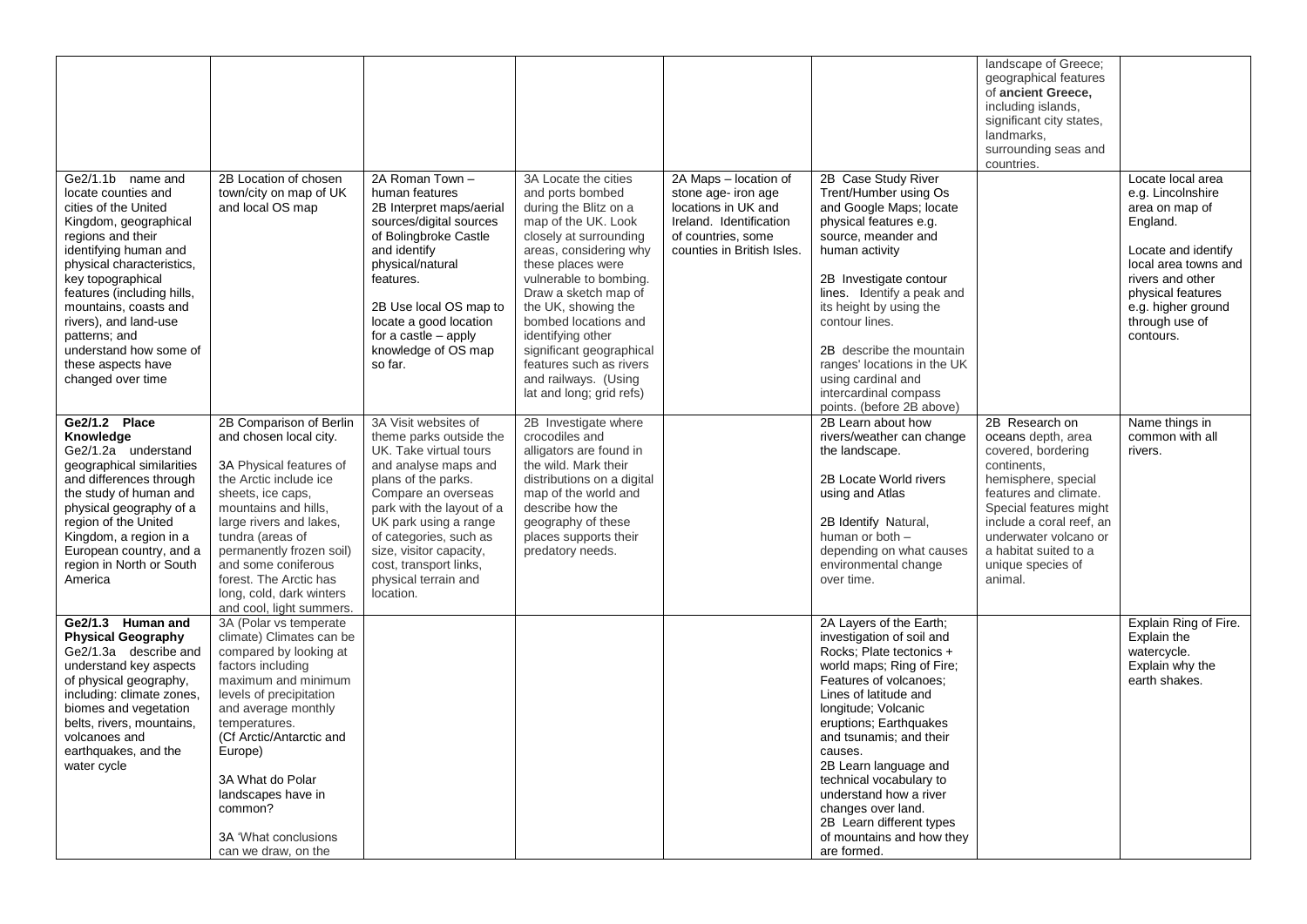| | | | | | | | |
|---|---|---|---|---|---|---|---|
| | | | | | | landscape of Greece; geographical features of **ancient Greece,** including islands, significant city states, landmarks, surrounding seas and countries. | |
| Ge2/1.1b name and locate counties and cities of the United Kingdom, geographical regions and their identifying human and physical characteristics, key topographical features (including hills, mountains, coasts and rivers), and land-use patterns; and understand how some of these aspects have changed over time | 2B Location of chosen town/city on map of UK and local OS map | 2A Roman Town – human features<br>2B Interpret maps/aerial sources/digital sources of Bolingbroke Castle and identify physical/natural features.<br><br>2B Use local OS map to locate a good location for a castle – apply knowledge of OS map so far. | 3A Locate the cities and ports bombed during the Blitz on a map of the UK. Look closely at surrounding areas, considering why these places were vulnerable to bombing. Draw a sketch map of the UK, showing the bombed locations and identifying other significant geographical features such as rivers and railways. (Using lat and long; grid refs) | 2A Maps – location of stone age- iron age locations in UK and Ireland. Identification of countries, some counties in British Isles. | 2B Case Study River Trent/Humber using Os and Google Maps; locate physical features e.g. source, meander and human activity<br><br>2B Investigate contour lines. Identify a peak and its height by using the contour lines.<br><br>2B describe the mountain ranges' locations in the UK using cardinal and intercardinal compass points. (before 2B above) | | Locate local area e.g. Lincolnshire area on map of England.<br><br>Locate and identify local area towns and rivers and other physical features e.g. higher ground through use of contours. |
| **Ge2/1.2 Place Knowledge**<br>Ge2/1.2a understand geographical similarities and differences through the study of human and physical geography of a region of the United Kingdom, a region in a European country, and a region in North or South America | 2B Comparison of Berlin and chosen local city.<br><br>3A Physical features of the Arctic include ice sheets, ice caps, mountains and hills, large rivers and lakes, tundra (areas of permanently frozen soil) and some coniferous forest. The Arctic has long, cold, dark winters and cool, light summers. | 3A Visit websites of theme parks outside the UK. Take virtual tours and analyse maps and plans of the parks. Compare an overseas park with the layout of a UK park using a range of categories, such as size, visitor capacity, cost, transport links, physical terrain and location. | 2B Investigate where crocodiles and alligators are found in the wild. Mark their distributions on a digital map of the world and describe how the geography of these places supports their predatory needs. | | 2B Learn about how rivers/weather can change the landscape.<br><br>2B Locate World rivers using and Atlas<br><br>2B Identify Natural, human or both – depending on what causes environmental change over time. | 2B Research on oceans depth, area covered, bordering continents, hemisphere, special features and climate. Special features might include a coral reef, an underwater volcano or a habitat suited to a unique species of animal. | Name things in common with all rivers. |
| **Ge2/1.3 Human and Physical Geography**<br>Ge2/1.3a describe and understand key aspects of physical geography, including: climate zones, biomes and vegetation belts, rivers, mountains, volcanoes and earthquakes, and the water cycle | 3A (Polar vs temperate climate) Climates can be compared by looking at factors including maximum and minimum levels of precipitation and average monthly temperatures. (Cf Arctic/Antarctic and Europe)<br><br>3A What do Polar landscapes have in common?<br><br>3A 'What conclusions can we draw, on the | | | | 2A Layers of the Earth; investigation of soil and Rocks; Plate tectonics + world maps; Ring of Fire; Features of volcanoes; Lines of latitude and longitude; Volcanic eruptions; Earthquakes and tsunamis; and their causes.<br>2B Learn language and technical vocabulary to understand how a river changes over land.<br>2B Learn different types of mountains and how they are formed. | | Explain Ring of Fire.<br>Explain the watercycle.<br>Explain why the earth shakes. |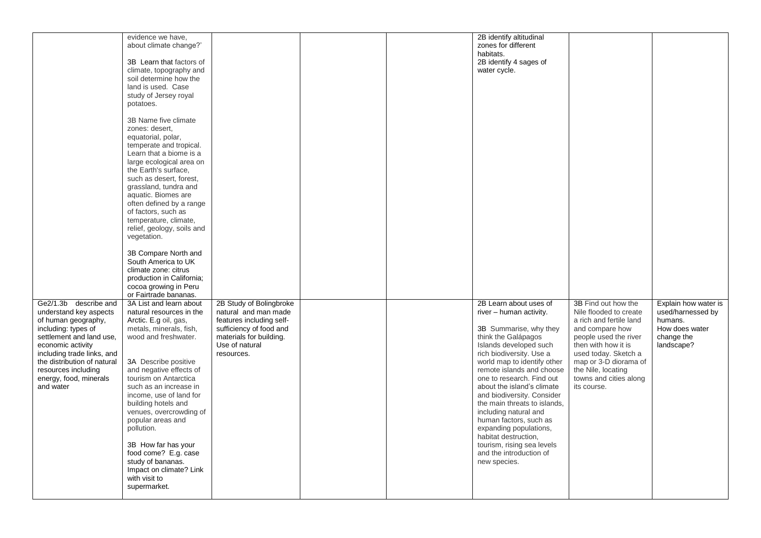| | | | | | | | |
|---|---|---|---|---|---|---|---|
| | evidence we have, about climate change?'<br><br>3B Learn that factors of climate, topography and soil determine how the land is used. Case study of Jersey royal potatoes.<br><br>3B Name five climate zones: desert, equatorial, polar, temperate and tropical. Learn that a biome is a large ecological area on the Earth's surface, such as desert, forest, grassland, tundra and aquatic. Biomes are often defined by a range of factors, such as temperature, climate, relief, geology, soils and vegetation.<br><br>3B Compare North and South America to UK climate zone: citrus production in California; cocoa growing in Peru or Fairtrade bananas. | | | | 2B identify altitudinal zones for different habitats.<br>2B identify 4 sages of water cycle. | | |
| Ge2/1.3b describe and understand key aspects of human geography, including: types of settlement and land use, economic activity including trade links, and the distribution of natural resources including energy, food, minerals and water | 3A List and learn about natural resources in the Arctic. E.g oil, gas, metals, minerals, fish, wood and freshwater.<br><br>3A Describe positive and negative effects of tourism on Antarctica such as an increase in income, use of land for building hotels and venues, overcrowding of popular areas and pollution.<br><br>3B How far has your food come? E.g. case study of bananas. Impact on climate? Link with visit to supermarket. | 2B Study of Bolingbroke natural and man made features including self-sufficiency of food and materials for building. Use of natural resources. | | | 2B Learn about uses of river – human activity.<br><br>3B Summarise, why they think the Galápagos Islands developed such rich biodiversity. Use a world map to identify other remote islands and choose one to research. Find out about the island's climate and biodiversity. Consider the main threats to islands, including natural and human factors, such as expanding populations, habitat destruction, tourism, rising sea levels and the introduction of new species. | 3B Find out how the Nile flooded to create a rich and fertile land and compare how people used the river then with how it is used today. Sketch a map or 3-D diorama of the Nile, locating towns and cities along its course. | Explain how water is used/harnessed by humans.<br>How does water change the landscape? |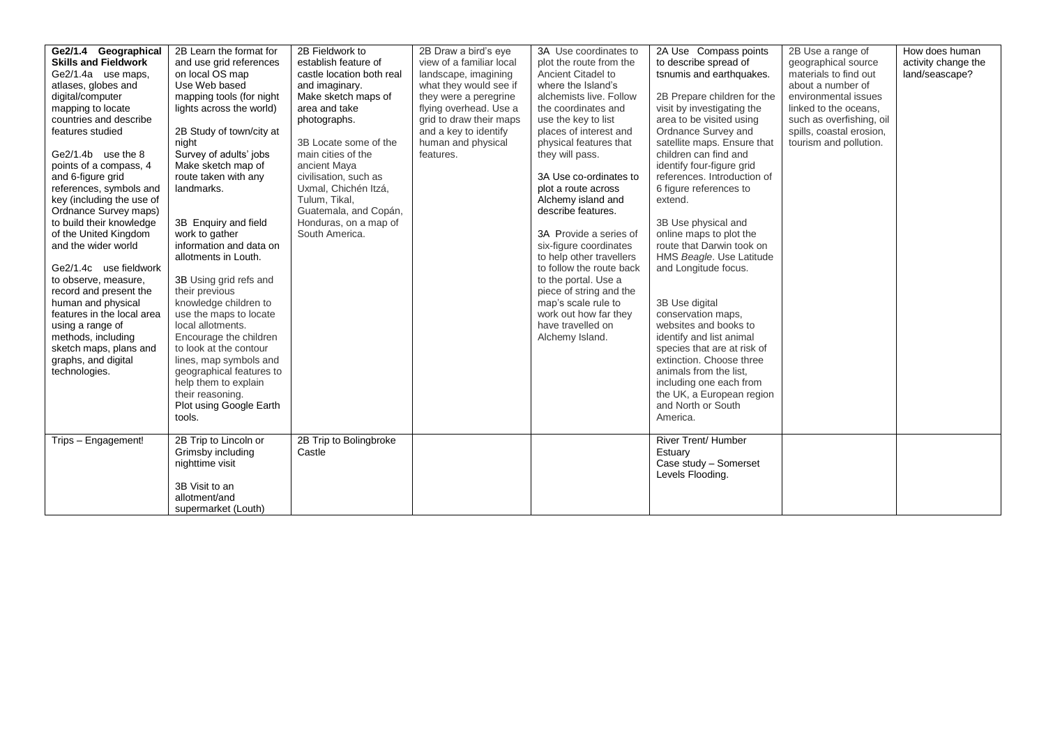| | | | | | | | |
|---|---|---|---|---|---|---|---|
| **Ge2/1.4 Geographical Skills and Fieldwork**<br>Ge2/1.4a use maps, atlases, globes and digital/computer mapping to locate countries and describe features studied<br><br>Ge2/1.4b use the 8 points of a compass, 4 and 6-figure grid references, symbols and key (including the use of Ordnance Survey maps) to build their knowledge of the United Kingdom and the wider world<br><br>Ge2/1.4c use fieldwork to observe, measure, record and present the human and physical features in the local area using a range of methods, including sketch maps, plans and graphs, and digital technologies. | 2B Learn the format for and use grid references on local OS map<br>Use Web based mapping tools (for night lights across the world)<br><br>2B Study of town/city at night<br>Survey of adults' jobs<br>Make sketch map of route taken with any landmarks.<br><br>3B Enquiry and field work to gather information and data on allotments in Louth.<br><br>3B Using grid refs and their previous knowledge children to use the maps to locate local allotments.<br>Encourage the children to look at the contour lines, map symbols and geographical features to help them to explain their reasoning.<br>Plot using Google Earth tools. | 2B Fieldwork to establish feature of castle location both real and imaginary.<br>Make sketch maps of area and take photographs.<br><br>3B Locate some of the main cities of the ancient Maya civilisation, such as Uxmal, Chichén Itzá, Tulum, Tikal, Guatemala, and Copán, Honduras, on a map of South America. | 2B Draw a bird's eye view of a familiar local landscape, imagining what they would see if they were a peregrine flying overhead. Use a grid to draw their maps and a key to identify human and physical features. | 3A Use coordinates to plot the route from the Ancient Citadel to where the Island's alchemists live. Follow the coordinates and use the key to list places of interest and physical features that they will pass.<br><br>3A Use co-ordinates to plot a route across Alchemy island and describe features.<br><br>3A Provide a series of six-figure coordinates to help other travellers to follow the route back to the portal. Use a piece of string and the map's scale rule to work out how far they have travelled on Alchemy Island. | 2A Use Compass points to describe spread of tsnumis and earthquakes.<br><br>2B Prepare children for the visit by investigating the area to be visited using Ordnance Survey and satellite maps. Ensure that children can find and identify four-figure grid references. Introduction of 6 figure references to extend.<br><br>3B Use physical and online maps to plot the route that Darwin took on HMS *Beagle*. Use Latitude and Longitude focus.<br><br>3B Use digital conservation maps, websites and books to identify and list animal species that are at risk of extinction. Choose three animals from the list, including one each from the UK, a European region and North or South America. | 2B Use a range of geographical source materials to find out about a number of environmental issues linked to the oceans, such as overfishing, oil spills, coastal erosion, tourism and pollution. | How does human activity change the land/seascape? |
| Trips – Engagement! | 2B Trip to Lincoln or Grimsby including nighttime visit<br><br>3B Visit to an allotment/and supermarket (Louth) | 2B Trip to Bolingbroke Castle | | | River Trent/ Humber Estuary<br>Case study – Somerset Levels Flooding. | | |